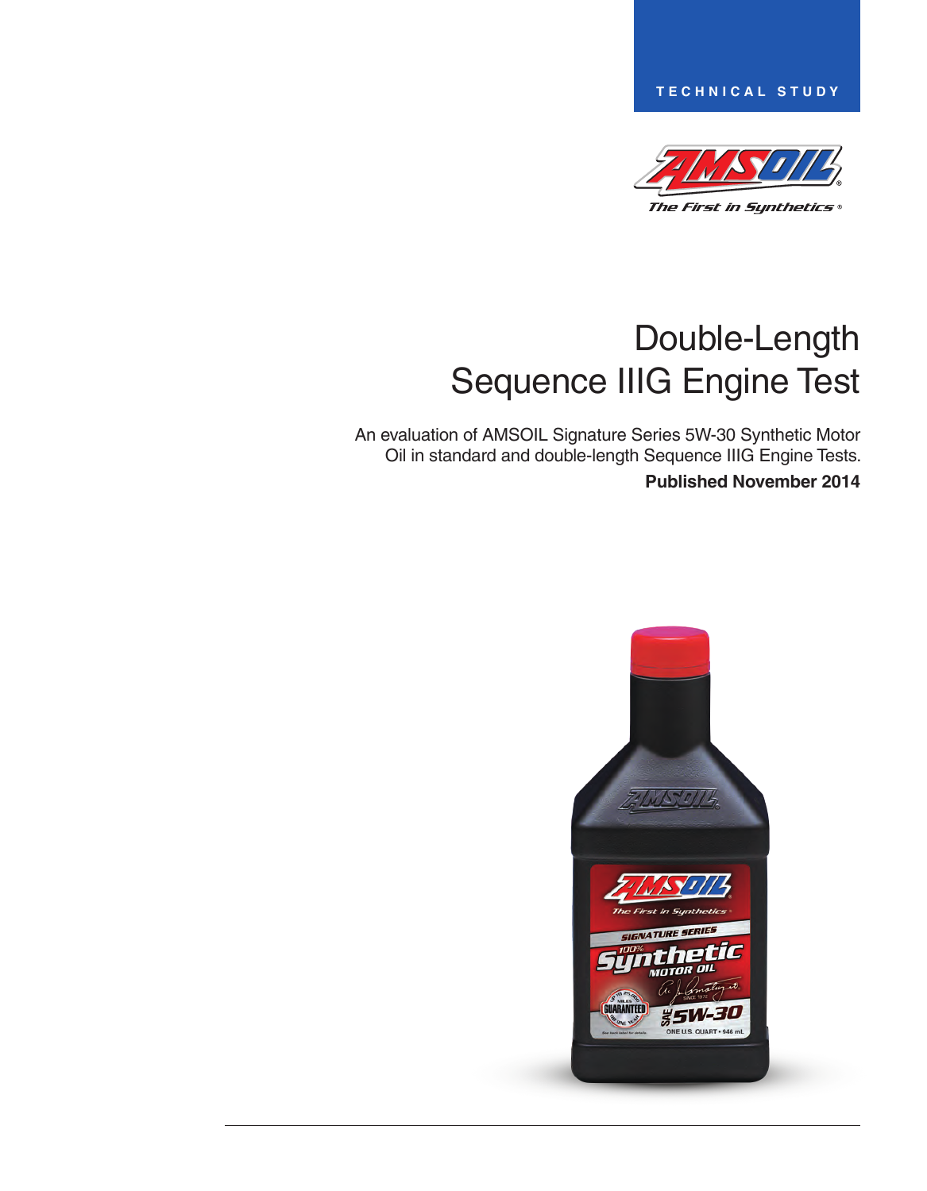TECHNICAL STUDY

AMSOIL

*The First in Synthetics®*

# Double-Length Sequence IIIG Engine Test

An evaluation of AMSOIL Signature Series 5W-30 Synthetic Motor Oil in standard and double-length Sequence IIIG Engine Tests.

**Published November 2014**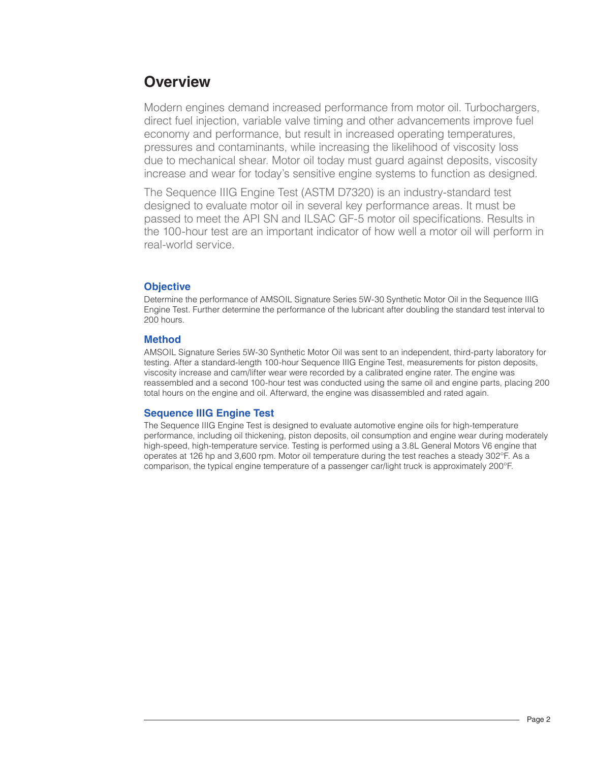## Overview

Modern engines demand increased performance from motor oil. Turbochargers, direct fuel injection, variable valve timing and other advancements improve fuel economy and performance, but result in increased operating temperatures, pressures and contaminants, while increasing the likelihood of viscosity loss due to mechanical shear. Motor oil today must guard against deposits, viscosity increase and wear for today's sensitive engine systems to function as designed.

The Sequence IIIG Engine Test (ASTM D7320) is an industry-standard test designed to evaluate motor oil in several key performance areas. It must be passed to meet the API SN and ILSAC GF-5 motor oil specifications. Results in the 100-hour test are an important indicator of how well a motor oil will perform in real-world service.

### Objective

Determine the performance of AMSOIL Signature Series 5W-30 Synthetic Motor Oil in the Sequence IIIG Engine Test. Further determine the performance of the lubricant after doubling the standard test interval to 200 hours.

### Method

AMSOIL Signature Series 5W-30 Synthetic Motor Oil was sent to an independent, third-party laboratory for testing. After a standard-length 100-hour Sequence IIIG Engine Test, measurements for piston deposits, viscosity increase and cam/lifter wear were recorded by a calibrated engine rater. The engine was reassembled and a second 100-hour test was conducted using the same oil and engine parts, placing 200 total hours on the engine and oil. Afterward, the engine was disassembled and rated again.

### Sequence IIIG Engine Test

The Sequence IIIG Engine Test is designed to evaluate automotive engine oils for high-temperature performance, including oil thickening, piston deposits, oil consumption and engine wear during moderately high-speed, high-temperature service. Testing is performed using a 3.8L General Motors V6 engine that operates at 126 hp and 3,600 rpm. Motor oil temperature during the test reaches a steady 302°F. As a comparison, the typical engine temperature of a passenger car/light truck is approximately 200°F.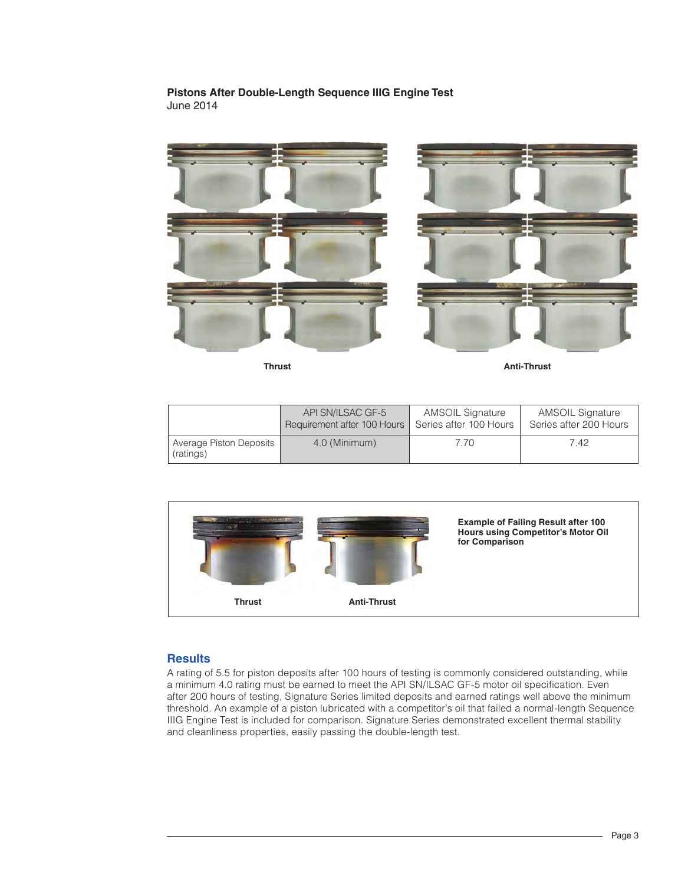**Pistons After Double-Length Sequence IIIG Engine Test**
June 2014

Thrust

Anti-Thrust

| | API SN/ILSAC GF-5 Requirement after 100 Hours | AMSOIL Signature Series after 100 Hours | AMSOIL Signature Series after 200 Hours |
|---|---|---|---|
| Average Piston Deposits (ratings) | 4.0 (Minimum) | 7.70 | 7.42 |

Thrust

Anti-Thrust

**Example of Failing Result after 100 Hours using Competitor's Motor Oil for Comparison**

## Results

A rating of 5.5 for piston deposits after 100 hours of testing is commonly considered outstanding, while a minimum 4.0 rating must be earned to meet the API SN/ILSAC GF-5 motor oil specification. Even after 200 hours of testing, Signature Series limited deposits and earned ratings well above the minimum threshold. An example of a piston lubricated with a competitor's oil that failed a normal-length Sequence IIIG Engine Test is included for comparison. Signature Series demonstrated excellent thermal stability and cleanliness properties, easily passing the double-length test.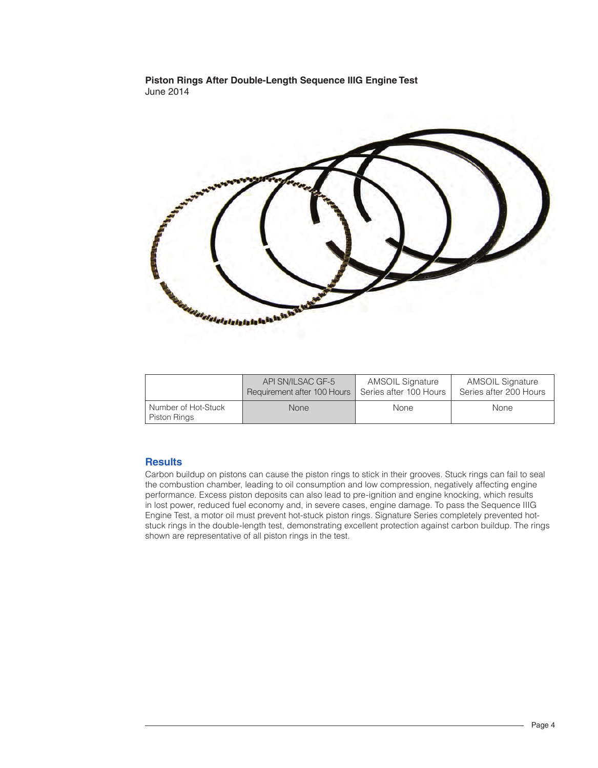**Piston Rings After Double-Length Sequence IIIG Engine Test**
June 2014

| | API SN/ILSAC GF-5 Requirement after 100 Hours | AMSOIL Signature Series after 100 Hours | AMSOIL Signature Series after 200 Hours |
|---|---|---|---|
| Number of Hot-Stuck Piston Rings | None | None | None |

## Results

Carbon buildup on pistons can cause the piston rings to stick in their grooves. Stuck rings can fail to seal the combustion chamber, leading to oil consumption and low compression, negatively affecting engine performance. Excess piston deposits can also lead to pre-ignition and engine knocking, which results in lost power, reduced fuel economy and, in severe cases, engine damage. To pass the Sequence IIIG Engine Test, a motor oil must prevent hot-stuck piston rings. Signature Series completely prevented hot-stuck rings in the double-length test, demonstrating excellent protection against carbon buildup. The rings shown are representative of all piston rings in the test.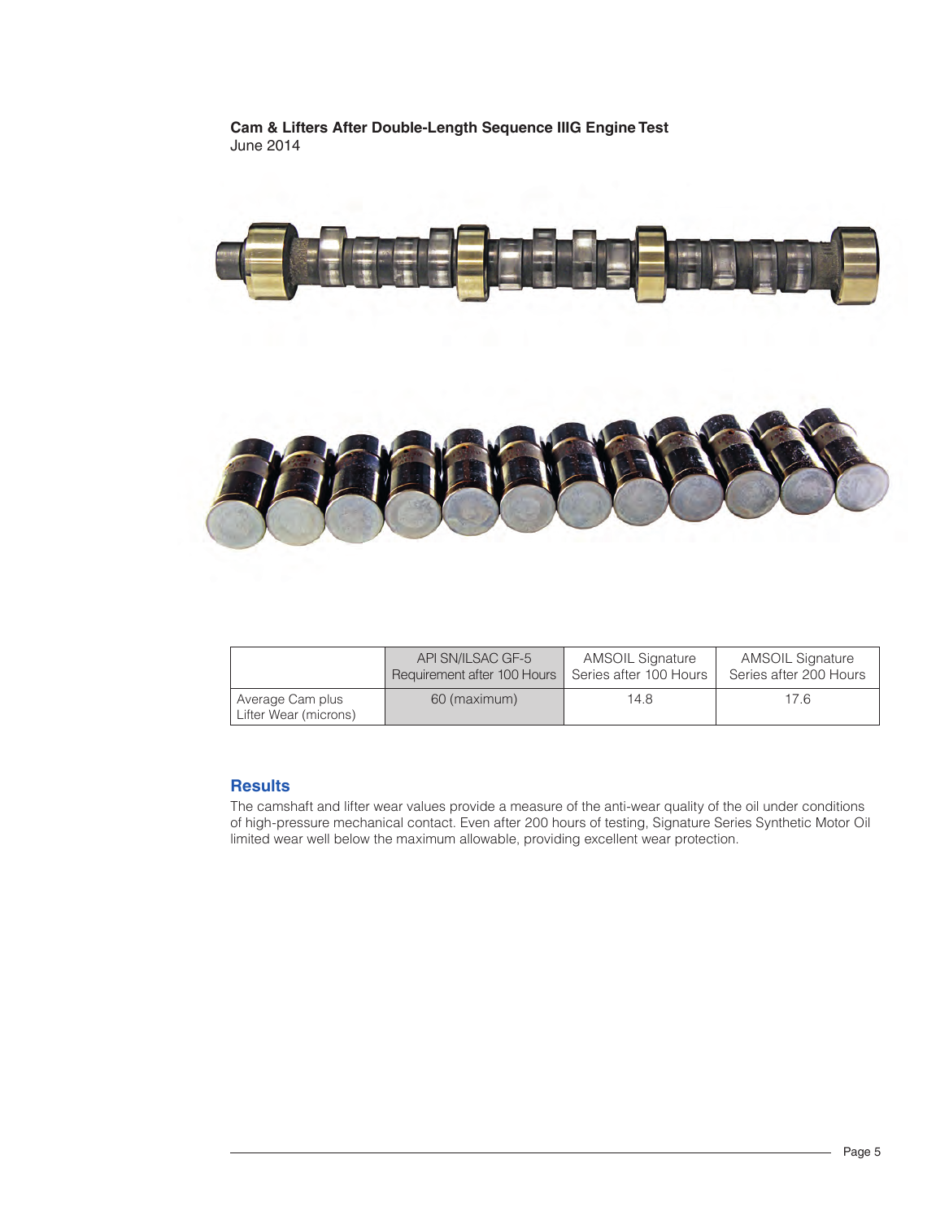**Cam & Lifters After Double-Length Sequence IIIG Engine Test**
June 2014

| | API SN/ILSAC GF-5 Requirement after 100 Hours | AMSOIL Signature Series after 100 Hours | AMSOIL Signature Series after 200 Hours |
|---|---|---|---|
| Average Cam plus Lifter Wear (microns) | 60 (maximum) | 14.8 | 17.6 |

## Results

The camshaft and lifter wear values provide a measure of the anti-wear quality of the oil under conditions of high-pressure mechanical contact. Even after 200 hours of testing, Signature Series Synthetic Motor Oil limited wear well below the maximum allowable, providing excellent wear protection.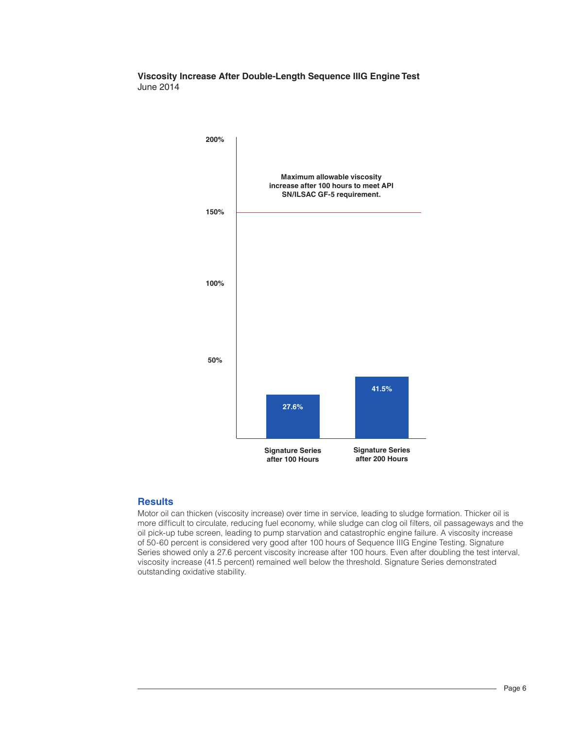**Viscosity Increase After Double-Length Sequence IIIG Engine Test**
June 2014

| | Viscosity Increase |
| --- | --- |
| Signature Series after 100 Hours | 27.6% |
| Signature Series after 200 Hours | 41.5% |

Maximum allowable viscosity increase after 100 hours to meet API SN/ILSAC GF-5 requirement: 150%.

## Results

Motor oil can thicken (viscosity increase) over time in service, leading to sludge formation. Thicker oil is more difficult to circulate, reducing fuel economy, while sludge can clog oil filters, oil passageways and the oil pick-up tube screen, leading to pump starvation and catastrophic engine failure. A viscosity increase of 50-60 percent is considered very good after 100 hours of Sequence IIIG Engine Testing. Signature Series showed only a 27.6 percent viscosity increase after 100 hours. Even after doubling the test interval, viscosity increase (41.5 percent) remained well below the threshold. Signature Series demonstrated outstanding oxidative stability.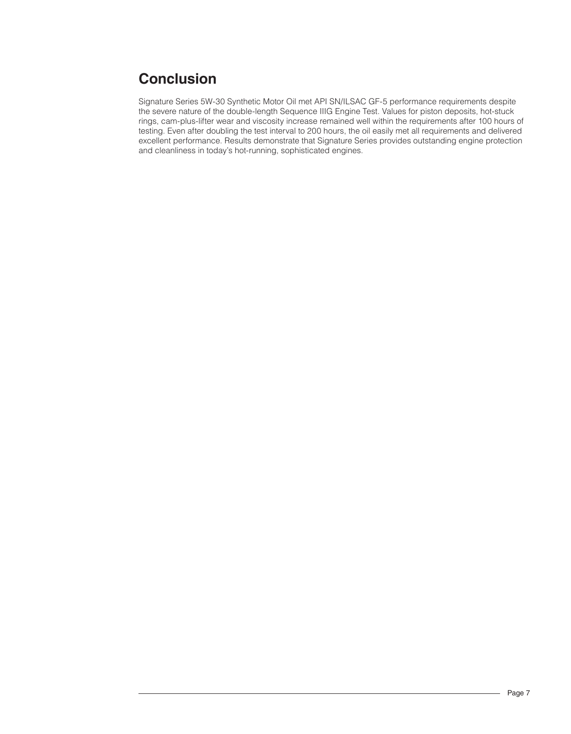## Conclusion

Signature Series 5W-30 Synthetic Motor Oil met API SN/ILSAC GF-5 performance requirements despite the severe nature of the double-length Sequence IIIG Engine Test. Values for piston deposits, hot-stuck rings, cam-plus-lifter wear and viscosity increase remained well within the requirements after 100 hours of testing. Even after doubling the test interval to 200 hours, the oil easily met all requirements and delivered excellent performance. Results demonstrate that Signature Series provides outstanding engine protection and cleanliness in today's hot-running, sophisticated engines.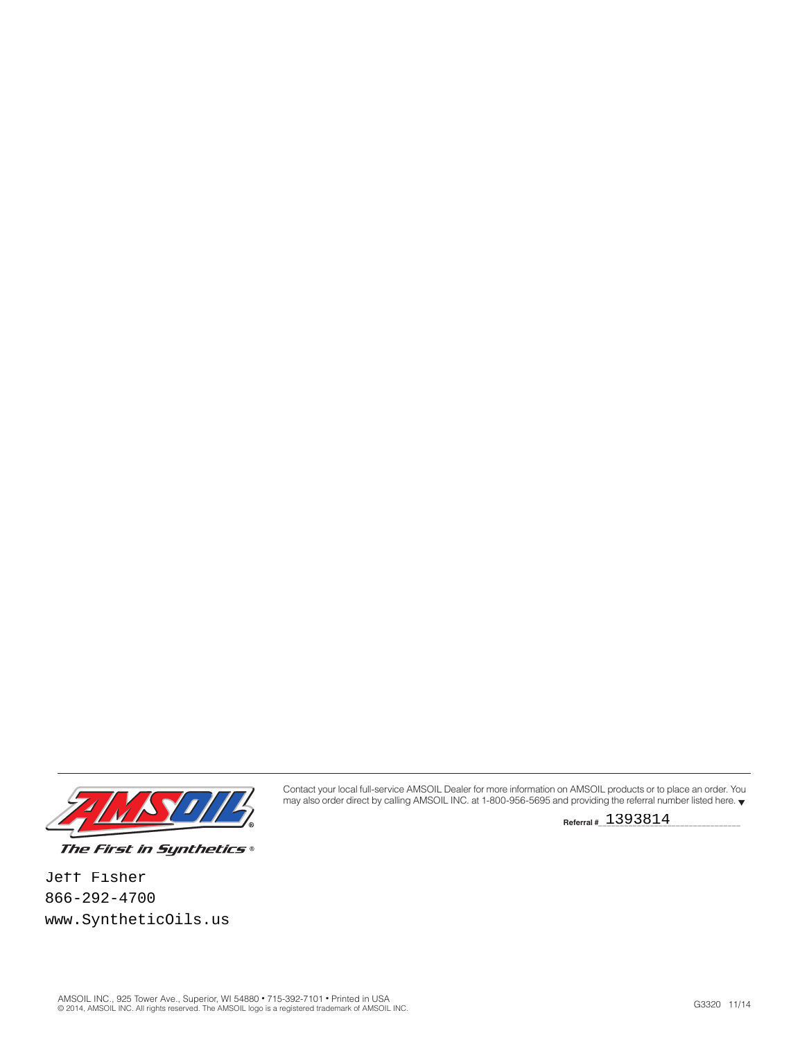AMSOIL

*The First in Synthetics®*

Jeff Fisher
866-292-4700
www.SyntheticOils.us

Contact your local full-service AMSOIL Dealer for more information on AMSOIL products or to place an order. You may also order direct by calling AMSOIL INC. at 1-800-956-5695 and providing the referral number listed here. ▼

Referral # 1393814

AMSOIL INC., 925 Tower Ave., Superior, WI 54880 • 715-392-7101 • Printed in USA
© 2014, AMSOIL INC. All rights reserved. The AMSOIL logo is a registered trademark of AMSOIL INC.

G3320 11/14